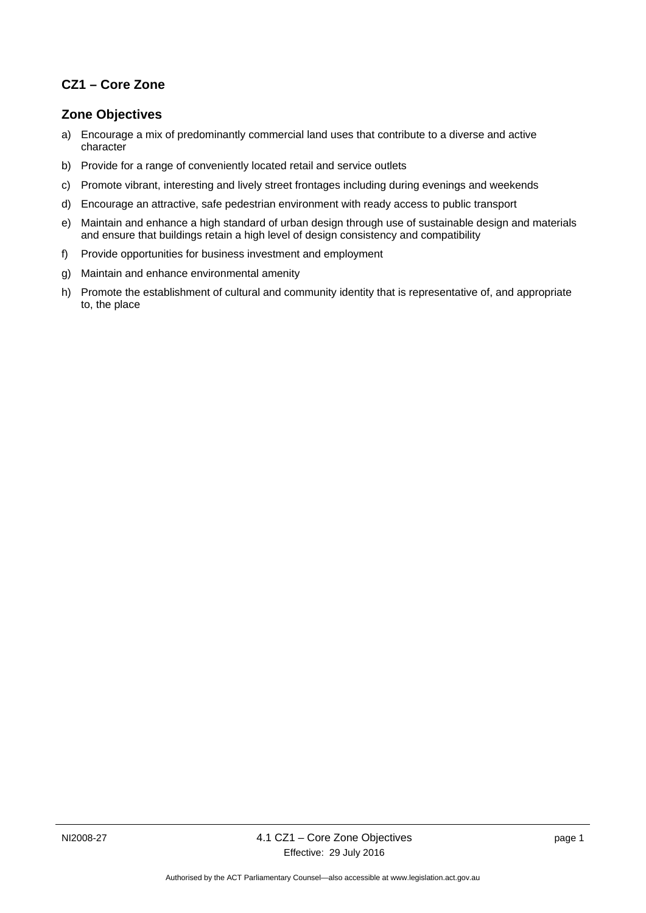## CZ1 – Core Zone

### Zone Objectives

a) Encourage a mix of predominantly commercial land uses that contribute to a diverse and active character

b) Provide for a range of conveniently located retail and service outlets

c) Promote vibrant, interesting and lively street frontages including during evenings and weekends

d) Encourage an attractive, safe pedestrian environment with ready access to public transport

e) Maintain and enhance a high standard of urban design through use of sustainable design and materials and ensure that buildings retain a high level of design consistency and compatibility

f) Provide opportunities for business investment and employment

g) Maintain and enhance environmental amenity

h) Promote the establishment of cultural and community identity that is representative of, and appropriate to, the place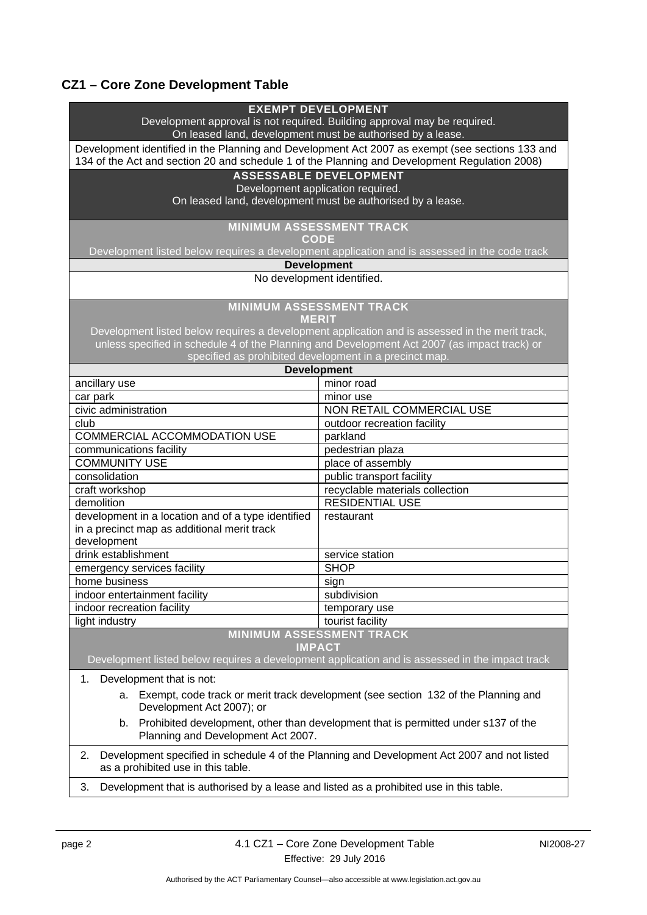## CZ1 – Core Zone Development Table

| EXEMPT DEVELOPMENT<br>Development approval is not required. Building approval may be required.<br>On leased land, development must be authorised by a lease. | |
|---|---|
| Development identified in the Planning and Development Act 2007 as exempt (see sections 133 and 134 of the Act and section 20 and schedule 1 of the Planning and Development Regulation 2008) | |
| **ASSESSABLE DEVELOPMENT**<br>Development application required.<br>On leased land, development must be authorised by a lease. | |
| **MINIMUM ASSESSMENT TRACK**<br>**CODE**<br>Development listed below requires a development application and is assessed in the code track | |
| **Development** | |
| No development identified. | |
| **MINIMUM ASSESSMENT TRACK**<br>**MERIT**<br>Development listed below requires a development application and is assessed in the merit track, unless specified in schedule 4 of the Planning and Development Act 2007 (as impact track) or specified as prohibited development in a precinct map. | |
| **Development** | |
| ancillary use | minor road |
| car park | minor use |
| civic administration | NON RETAIL COMMERCIAL USE |
| club | outdoor recreation facility |
| COMMERCIAL ACCOMMODATION USE | parkland |
| communications facility | pedestrian plaza |
| COMMUNITY USE | place of assembly |
| consolidation | public transport facility |
| craft workshop | recyclable materials collection |
| demolition | RESIDENTIAL USE |
| development in a location and of a type identified in a precinct map as additional merit track development | restaurant |
| drink establishment | service station |
| emergency services facility | SHOP |
| home business | sign |
| indoor entertainment facility | subdivision |
| indoor recreation facility | temporary use |
| light industry | tourist facility |
| **MINIMUM ASSESSMENT TRACK**<br>**IMPACT**<br>Development listed below requires a development application and is assessed in the impact track | |
| 1. Development that is not:<br>a. Exempt, code track or merit track development (see section 132 of the Planning and Development Act 2007); or<br>b. Prohibited development, other than development that is permitted under s137 of the Planning and Development Act 2007. | |
| 2. Development specified in schedule 4 of the Planning and Development Act 2007 and not listed as a prohibited use in this table. | |
| 3. Development that is authorised by a lease and listed as a prohibited use in this table. | |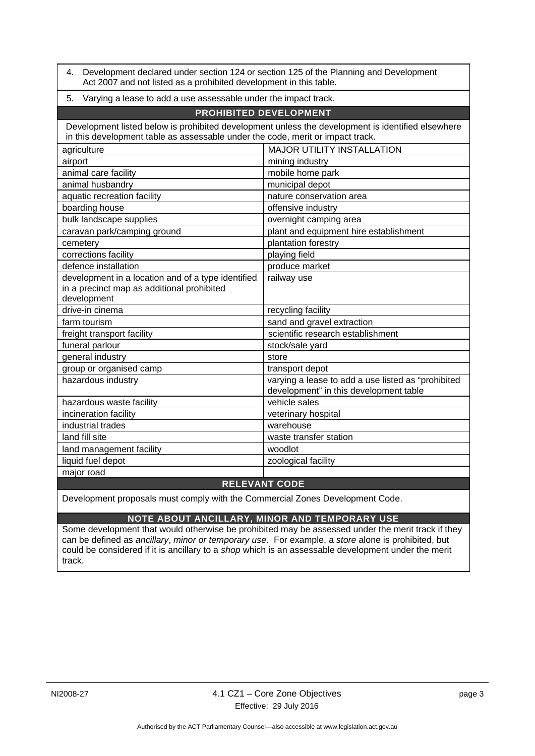4. Development declared under section 124 or section 125 of the Planning and Development Act 2007 and not listed as a prohibited development in this table.

5. Varying a lease to add a use assessable under the impact track.

## PROHIBITED DEVELOPMENT

Development listed below is prohibited development unless the development is identified elsewhere in this development table as assessable under the code, merit or impact track.

| | |
|---|---|
| agriculture | MAJOR UTILITY INSTALLATION |
| airport | mining industry |
| animal care facility | mobile home park |
| animal husbandry | municipal depot |
| aquatic recreation facility | nature conservation area |
| boarding house | offensive industry |
| bulk landscape supplies | overnight camping area |
| caravan park/camping ground | plant and equipment hire establishment |
| cemetery | plantation forestry |
| corrections facility | playing field |
| defence installation | produce market |
| development in a location and of a type identified in a precinct map as additional prohibited development | railway use |
| drive-in cinema | recycling facility |
| farm tourism | sand and gravel extraction |
| freight transport facility | scientific research establishment |
| funeral parlour | stock/sale yard |
| general industry | store |
| group or organised camp | transport depot |
| hazardous industry | varying a lease to add a use listed as "prohibited development" in this development table |
| hazardous waste facility | vehicle sales |
| incineration facility | veterinary hospital |
| industrial trades | warehouse |
| land fill site | waste transfer station |
| land management facility | woodlot |
| liquid fuel depot | zoological facility |
| major road | |

## RELEVANT CODE

Development proposals must comply with the Commercial Zones Development Code.

## NOTE ABOUT ANCILLARY, MINOR AND TEMPORARY USE

Some development that would otherwise be prohibited may be assessed under the merit track if they can be defined as *ancillary*, *minor or temporary use*. For example, a *store* alone is prohibited, but could be considered if it is ancillary to a *shop* which is an assessable development under the merit track.